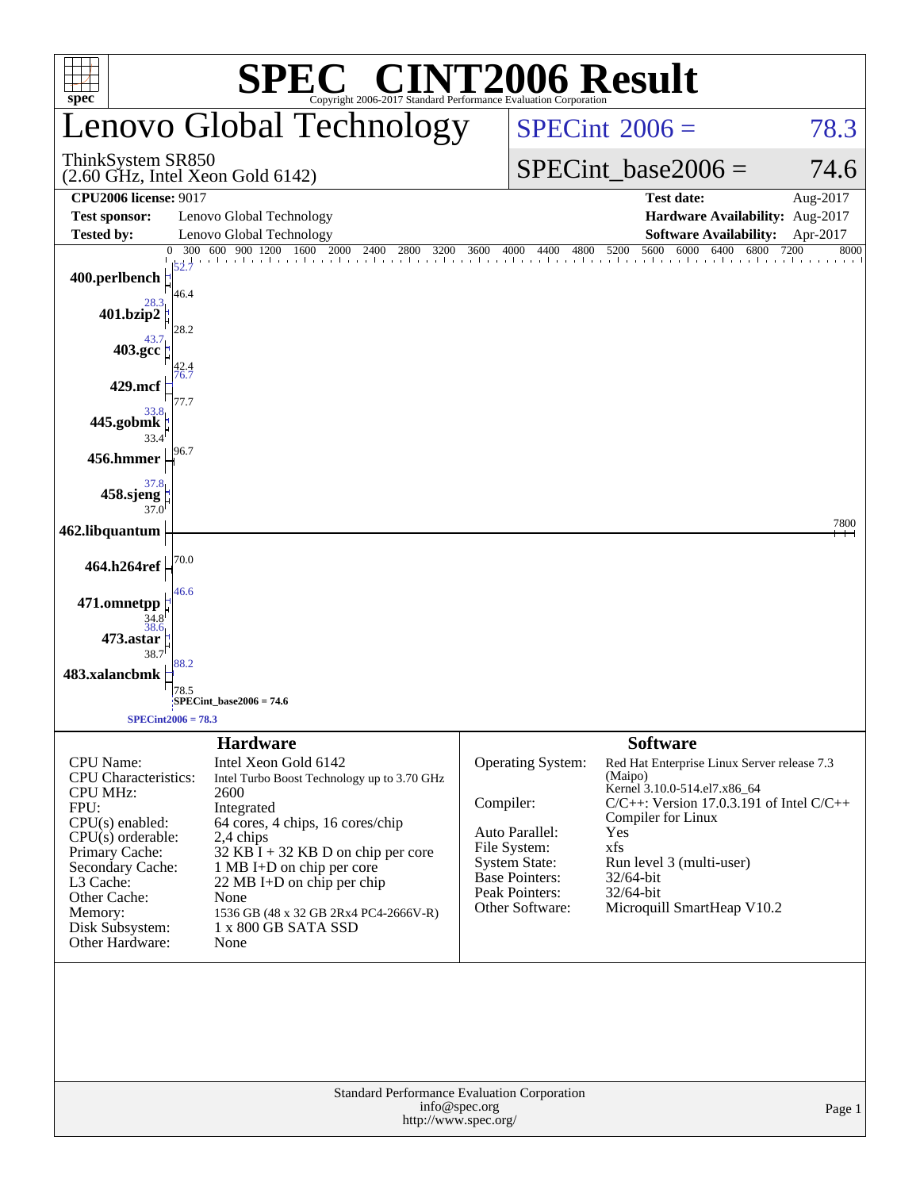# SPEC® CINT2006 Result

Copyright 2006-2017 Standard Performance Evaluation Corporation

## Lenovo Global Technology

ThinkSystem SR850
(2.60 GHz, Intel Xeon Gold 6142)

SPECint®2006 = 78.3

SPECint_base2006 = 74.6

| | | | |
|---|---|---|---|
| **CPU2006 license:** 9017 | | **Test date:** | Aug-2017 |
| **Test sponsor:** | Lenovo Global Technology | **Hardware Availability:** | Aug-2017 |
| **Tested by:** | Lenovo Global Technology | **Software Availability:** | Apr-2017 |

| Benchmark | Peak | Base |
|---|---|---|
| 400.perlbench | 52.7 | 46.4 |
| 401.bzip2 | 28.3 | 28.2 |
| 403.gcc | 43.7 | 42.4 |
| 429.mcf | 76.7 | 77.7 |
| 445.gobmk | 33.8 | 33.4 |
| 456.hmmer | | 96.7 |
| 458.sjeng | 37.8 | 37.0 |
| 462.libquantum | | 7800 |
| 464.h264ref | | 70.0 |
| 471.omnetpp | 46.6 | 34.8 |
| 473.astar | 38.6 | 38.7 |
| 483.xalancbmk | 88.2 | 78.5 |

SPECint_base2006 = 74.6

SPECint2006 = 78.3

### Hardware

| | |
|---|---|
| CPU Name: | Intel Xeon Gold 6142 |
| CPU Characteristics: | Intel Turbo Boost Technology up to 3.70 GHz |
| CPU MHz: | 2600 |
| FPU: | Integrated |
| CPU(s) enabled: | 64 cores, 4 chips, 16 cores/chip |
| CPU(s) orderable: | 2,4 chips |
| Primary Cache: | 32 KB I + 32 KB D on chip per core |
| Secondary Cache: | 1 MB I+D on chip per core |
| L3 Cache: | 22 MB I+D on chip per chip |
| Other Cache: | None |
| Memory: | 1536 GB (48 x 32 GB 2Rx4 PC4-2666V-R) |
| Disk Subsystem: | 1 x 800 GB SATA SSD |
| Other Hardware: | None |

### Software

| | |
|---|---|
| Operating System: | Red Hat Enterprise Linux Server release 7.3 (Maipo) Kernel 3.10.0-514.el7.x86_64 |
| Compiler: | C/C++: Version 17.0.3.191 of Intel C/C++ Compiler for Linux |
| Auto Parallel: | Yes |
| File System: | xfs |
| System State: | Run level 3 (multi-user) |
| Base Pointers: | 32/64-bit |
| Peak Pointers: | 32/64-bit |
| Other Software: | Microquill SmartHeap V10.2 |

Standard Performance Evaluation Corporation
info@spec.org
http://www.spec.org/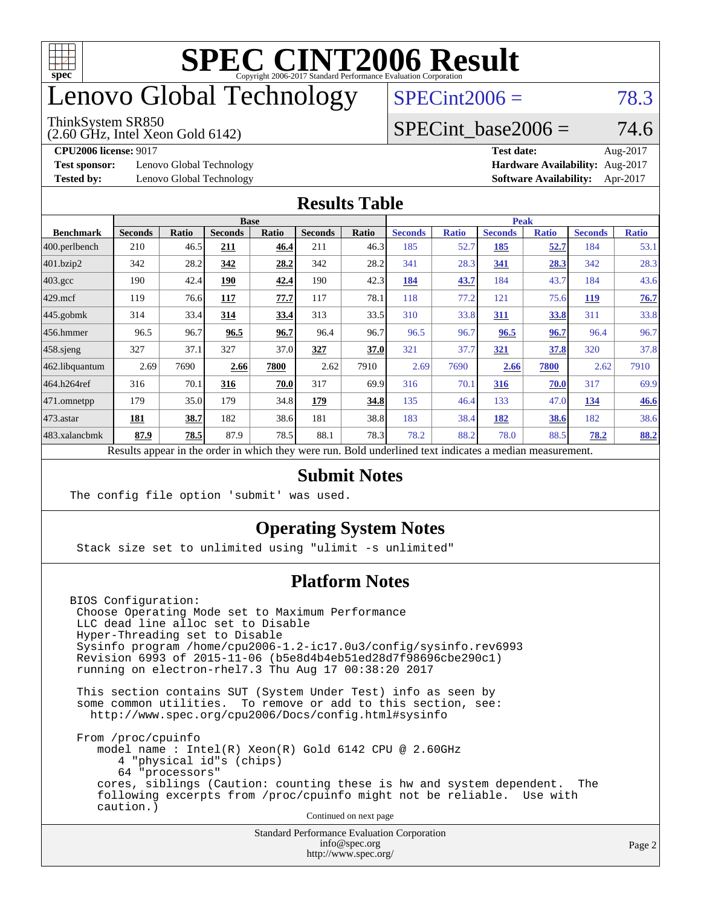# SPEC CINT2006 Result

Copyright 2006-2017 Standard Performance Evaluation Corporation

# Lenovo Global Technology

ThinkSystem SR850
(2.60 GHz, Intel Xeon Gold 6142)

SPECint2006 = 78.3

SPECint_base2006 = 74.6

**CPU2006 license:** 9017 | **Test date:** Aug-2017
**Test sponsor:** Lenovo Global Technology | **Hardware Availability:** Aug-2017
**Tested by:** Lenovo Global Technology | **Software Availability:** Apr-2017

## Results Table

| Benchmark | Base | | | | | | Peak | | | | | |
|---|---|---|---|---|---|---|---|---|---|---|---|---|
| | Seconds | Ratio | Seconds | Ratio | Seconds | Ratio | Seconds | Ratio | Seconds | Ratio | Seconds | Ratio |
| 400.perlbench | 210 | 46.5 | **211** | **46.4** | 211 | 46.3 | 185 | 52.7 | **185** | **52.7** | 184 | 53.1 |
| 401.bzip2 | 342 | 28.2 | **342** | **28.2** | 342 | 28.2 | 341 | 28.3 | **341** | **28.3** | 342 | 28.3 |
| 403.gcc | 190 | 42.4 | **190** | **42.4** | 190 | 42.3 | **184** | **43.7** | 184 | 43.7 | 184 | 43.6 |
| 429.mcf | 119 | 76.6 | **117** | **77.7** | 117 | 78.1 | 118 | 77.2 | 121 | 75.6 | **119** | **76.7** |
| 445.gobmk | 314 | 33.4 | **314** | **33.4** | 313 | 33.5 | 310 | 33.8 | **311** | **33.8** | 311 | 33.8 |
| 456.hmmer | 96.5 | 96.7 | **96.5** | **96.7** | 96.4 | 96.7 | 96.5 | 96.7 | **96.5** | **96.7** | 96.4 | 96.7 |
| 458.sjeng | 327 | 37.1 | 327 | 37.0 | **327** | **37.0** | 321 | 37.7 | **321** | **37.8** | 320 | 37.8 |
| 462.libquantum | 2.69 | 7690 | **2.66** | **7800** | 2.62 | 7910 | 2.69 | 7690 | **2.66** | **7800** | 2.62 | 7910 |
| 464.h264ref | 316 | 70.1 | **316** | **70.0** | 317 | 69.9 | 316 | 70.1 | **316** | **70.0** | 317 | 69.9 |
| 471.omnetpp | 179 | 35.0 | 179 | 34.8 | **179** | **34.8** | 135 | 46.4 | 133 | 47.0 | **134** | **46.6** |
| 473.astar | **181** | **38.7** | 182 | 38.6 | 181 | 38.8 | 183 | 38.4 | **182** | **38.6** | 182 | 38.6 |
| 483.xalancbmk | **87.9** | **78.5** | 87.9 | 78.5 | 88.1 | 78.3 | 78.2 | 88.2 | 78.0 | 88.5 | **78.2** | **88.2** |

Results appear in the order in which they were run. Bold underlined text indicates a median measurement.

## Submit Notes

```
The config file option 'submit' was used.
```

## Operating System Notes

```
Stack size set to unlimited using "ulimit -s unlimited"
```

## Platform Notes

```
BIOS Configuration:
 Choose Operating Mode set to Maximum Performance
 LLC dead line alloc set to Disable
 Hyper-Threading set to Disable
 Sysinfo program /home/cpu2006-1.2-ic17.0u3/config/sysinfo.rev6993
 Revision 6993 of 2015-11-06 (b5e8d4b4eb51ed28d7f98696cbe290c1)
 running on electron-rhel7.3 Thu Aug 17 00:38:20 2017

 This section contains SUT (System Under Test) info as seen by
 some common utilities.  To remove or add to this section, see:
   http://www.spec.org/cpu2006/Docs/config.html#sysinfo

 From /proc/cpuinfo
    model name : Intel(R) Xeon(R) Gold 6142 CPU @ 2.60GHz
       4 "physical id"s (chips)
       64 "processors"
    cores, siblings (Caution: counting these is hw and system dependent.  The
    following excerpts from /proc/cpuinfo might not be reliable.  Use with
    caution.)
```

Continued on next page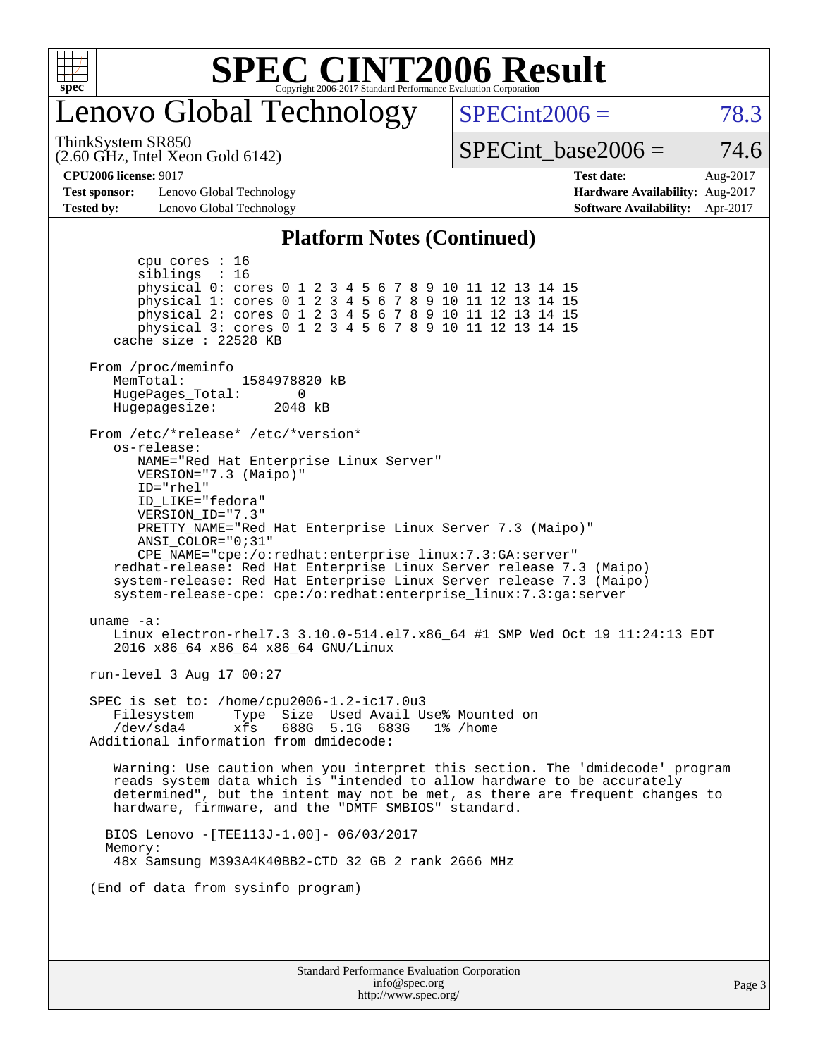# SPEC CINT2006 Result

## Lenovo Global Technology

ThinkSystem SR850
(2.60 GHz, Intel Xeon Gold 6142)

SPECint2006 = 78.3

SPECint_base2006 = 74.6

| | | | |
|---|---|---|---|
| **CPU2006 license:** 9017 | | **Test date:** | Aug-2017 |
| **Test sponsor:** | Lenovo Global Technology | **Hardware Availability:** | Aug-2017 |
| **Tested by:** | Lenovo Global Technology | **Software Availability:** | Apr-2017 |

### Platform Notes (Continued)

```
        cpu cores : 16
        siblings  : 16
        physical 0: cores 0 1 2 3 4 5 6 7 8 9 10 11 12 13 14 15
        physical 1: cores 0 1 2 3 4 5 6 7 8 9 10 11 12 13 14 15
        physical 2: cores 0 1 2 3 4 5 6 7 8 9 10 11 12 13 14 15
        physical 3: cores 0 1 2 3 4 5 6 7 8 9 10 11 12 13 14 15
     cache size : 22528 KB

  From /proc/meminfo
     MemTotal:       1584978820 kB
     HugePages_Total:       0
     Hugepagesize:       2048 kB

  From /etc/*release* /etc/*version*
     os-release:
        NAME="Red Hat Enterprise Linux Server"
        VERSION="7.3 (Maipo)"
        ID="rhel"
        ID_LIKE="fedora"
        VERSION_ID="7.3"
        PRETTY_NAME="Red Hat Enterprise Linux Server 7.3 (Maipo)"
        ANSI_COLOR="0;31"
        CPE_NAME="cpe:/o:redhat:enterprise_linux:7.3:GA:server"
     redhat-release: Red Hat Enterprise Linux Server release 7.3 (Maipo)
     system-release: Red Hat Enterprise Linux Server release 7.3 (Maipo)
     system-release-cpe: cpe:/o:redhat:enterprise_linux:7.3:ga:server

  uname -a:
     Linux electron-rhel7.3 3.10.0-514.el7.x86_64 #1 SMP Wed Oct 19 11:24:13 EDT
     2016 x86_64 x86_64 x86_64 GNU/Linux

  run-level 3 Aug 17 00:27

  SPEC is set to: /home/cpu2006-1.2-ic17.0u3
     Filesystem     Type  Size  Used Avail Use% Mounted on
     /dev/sda4      xfs   688G  5.1G  683G   1% /home
  Additional information from dmidecode:

     Warning: Use caution when you interpret this section. The 'dmidecode' program
     reads system data which is "intended to allow hardware to be accurately
     determined", but the intent may not be met, as there are frequent changes to
     hardware, firmware, and the "DMTF SMBIOS" standard.

    BIOS Lenovo -[TEE113J-1.00]- 06/03/2017
    Memory:
     48x Samsung M393A4K40BB2-CTD 32 GB 2 rank 2666 MHz

  (End of data from sysinfo program)
```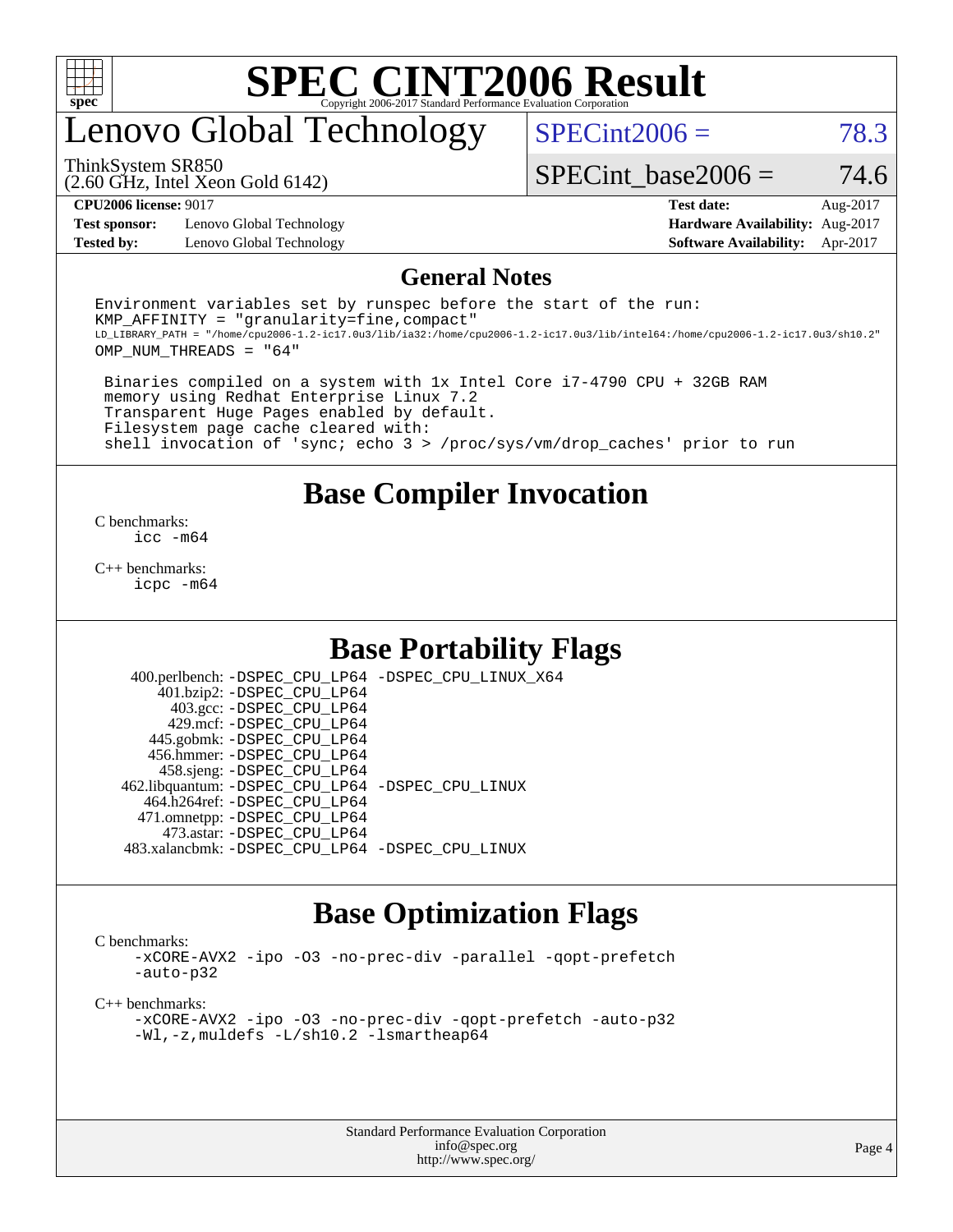# SPEC CINT2006 Result

Copyright 2006-2017 Standard Performance Evaluation Corporation

## Lenovo Global Technology

ThinkSystem SR850
(2.60 GHz, Intel Xeon Gold 6142)

SPECint2006 = 78.3

SPECint_base2006 = 74.6

| | | | |
|---|---|---|---|
| **CPU2006 license:** 9017 | | **Test date:** | Aug-2017 |
| **Test sponsor:** | Lenovo Global Technology | **Hardware Availability:** | Aug-2017 |
| **Tested by:** | Lenovo Global Technology | **Software Availability:** | Apr-2017 |

## General Notes

```
Environment variables set by runspec before the start of the run:
KMP_AFFINITY = "granularity=fine,compact"
LD_LIBRARY_PATH = "/home/cpu2006-1.2-ic17.0u3/lib/ia32:/home/cpu2006-1.2-ic17.0u3/lib/intel64:/home/cpu2006-1.2-ic17.0u3/sh10.2"
OMP_NUM_THREADS = "64"

 Binaries compiled on a system with 1x Intel Core i7-4790 CPU + 32GB RAM
 memory using Redhat Enterprise Linux 7.2
 Transparent Huge Pages enabled by default.
 Filesystem page cache cleared with:
 shell invocation of 'sync; echo 3 > /proc/sys/vm/drop_caches' prior to run
```

## Base Compiler Invocation

C benchmarks:
    icc -m64

C++ benchmarks:
    icpc -m64

## Base Portability Flags

| | |
|---|---|
| 400.perlbench: | -DSPEC_CPU_LP64 -DSPEC_CPU_LINUX_X64 |
| 401.bzip2: | -DSPEC_CPU_LP64 |
| 403.gcc: | -DSPEC_CPU_LP64 |
| 429.mcf: | -DSPEC_CPU_LP64 |
| 445.gobmk: | -DSPEC_CPU_LP64 |
| 456.hmmer: | -DSPEC_CPU_LP64 |
| 458.sjeng: | -DSPEC_CPU_LP64 |
| 462.libquantum: | -DSPEC_CPU_LP64 -DSPEC_CPU_LINUX |
| 464.h264ref: | -DSPEC_CPU_LP64 |
| 471.omnetpp: | -DSPEC_CPU_LP64 |
| 473.astar: | -DSPEC_CPU_LP64 |
| 483.xalancbmk: | -DSPEC_CPU_LP64 -DSPEC_CPU_LINUX |

## Base Optimization Flags

C benchmarks:
    -xCORE-AVX2 -ipo -O3 -no-prec-div -parallel -qopt-prefetch
    -auto-p32

C++ benchmarks:
    -xCORE-AVX2 -ipo -O3 -no-prec-div -qopt-prefetch -auto-p32
    -Wl,-z,muldefs -L/sh10.2 -lsmartheap64

Standard Performance Evaluation Corporation
info@spec.org
http://www.spec.org/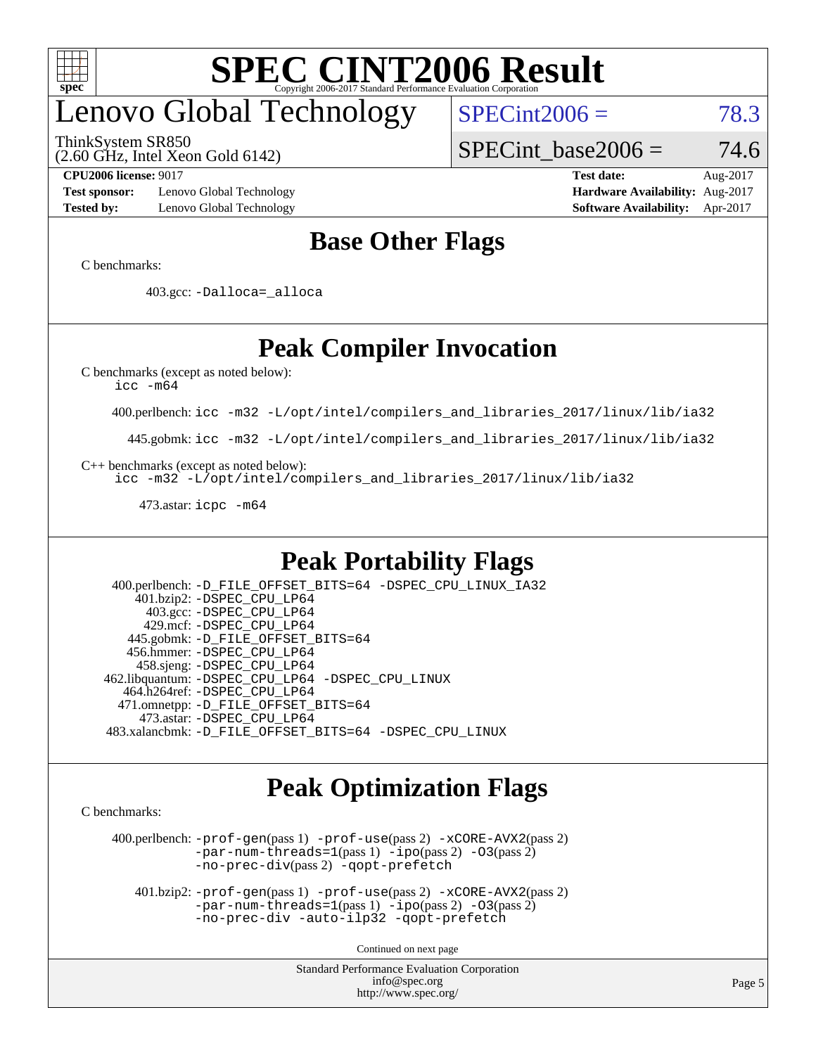# SPEC CINT2006 Result

Copyright 2006-2017 Standard Performance Evaluation Corporation

## Lenovo Global Technology

ThinkSystem SR850
(2.60 GHz, Intel Xeon Gold 6142)

SPECint2006 = 78.3

SPECint_base2006 = 74.6

| | | | |
|---|---|---|---|
| **CPU2006 license:** 9017 | | **Test date:** | Aug-2017 |
| **Test sponsor:** | Lenovo Global Technology | **Hardware Availability:** | Aug-2017 |
| **Tested by:** | Lenovo Global Technology | **Software Availability:** | Apr-2017 |

## Base Other Flags

C benchmarks:

403.gcc: `-Dalloca=_alloca`

## Peak Compiler Invocation

C benchmarks (except as noted below):
`icc -m64`

400.perlbench: `icc -m32 -L/opt/intel/compilers_and_libraries_2017/linux/lib/ia32`

445.gobmk: `icc -m32 -L/opt/intel/compilers_and_libraries_2017/linux/lib/ia32`

C++ benchmarks (except as noted below):
`icc -m32 -L/opt/intel/compilers_and_libraries_2017/linux/lib/ia32`

473.astar: `icpc -m64`

## Peak Portability Flags

400.perlbench: `-D_FILE_OFFSET_BITS=64 -DSPEC_CPU_LINUX_IA32`
401.bzip2: `-DSPEC_CPU_LP64`
403.gcc: `-DSPEC_CPU_LP64`
429.mcf: `-DSPEC_CPU_LP64`
445.gobmk: `-D_FILE_OFFSET_BITS=64`
456.hmmer: `-DSPEC_CPU_LP64`
458.sjeng: `-DSPEC_CPU_LP64`
462.libquantum: `-DSPEC_CPU_LP64 -DSPEC_CPU_LINUX`
464.h264ref: `-DSPEC_CPU_LP64`
471.omnetpp: `-D_FILE_OFFSET_BITS=64`
473.astar: `-DSPEC_CPU_LP64`
483.xalancbmk: `-D_FILE_OFFSET_BITS=64 -DSPEC_CPU_LINUX`

## Peak Optimization Flags

C benchmarks:

400.perlbench: `-prof-gen`(pass 1) `-prof-use`(pass 2) `-xCORE-AVX2`(pass 2) `-par-num-threads=1`(pass 1) `-ipo`(pass 2) `-O3`(pass 2) `-no-prec-div`(pass 2) `-qopt-prefetch`

401.bzip2: `-prof-gen`(pass 1) `-prof-use`(pass 2) `-xCORE-AVX2`(pass 2) `-par-num-threads=1`(pass 1) `-ipo`(pass 2) `-O3`(pass 2) `-no-prec-div -auto-ilp32 -qopt-prefetch`

Continued on next page

Standard Performance Evaluation Corporation
info@spec.org
http://www.spec.org/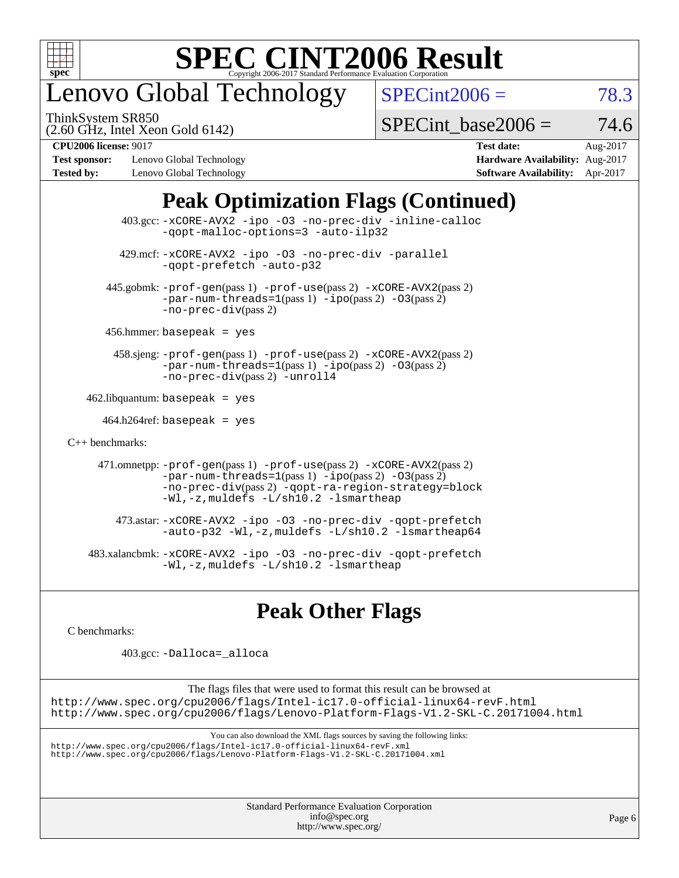## Peak Optimization Flags (Continued)

403.gcc: -xCORE-AVX2 -ipo -O3 -no-prec-div -inline-calloc -qopt-malloc-options=3 -auto-ilp32

429.mcf: -xCORE-AVX2 -ipo -O3 -no-prec-div -parallel -qopt-prefetch -auto-p32

445.gobmk: -prof-gen(pass 1) -prof-use(pass 2) -xCORE-AVX2(pass 2) -par-num-threads=1(pass 1) -ipo(pass 2) -O3(pass 2) -no-prec-div(pass 2)

456.hmmer: basepeak = yes

458.sjeng: -prof-gen(pass 1) -prof-use(pass 2) -xCORE-AVX2(pass 2) -par-num-threads=1(pass 1) -ipo(pass 2) -O3(pass 2) -no-prec-div(pass 2) -unroll4

462.libquantum: basepeak = yes

464.h264ref: basepeak = yes

C++ benchmarks:

471.omnetpp: -prof-gen(pass 1) -prof-use(pass 2) -xCORE-AVX2(pass 2) -par-num-threads=1(pass 1) -ipo(pass 2) -O3(pass 2) -no-prec-div(pass 2) -qopt-ra-region-strategy=block -Wl,-z,muldefs -L/sh10.2 -lsmartheap

473.astar: -xCORE-AVX2 -ipo -O3 -no-prec-div -qopt-prefetch -auto-p32 -Wl,-z,muldefs -L/sh10.2 -lsmartheap64

483.xalancbmk: -xCORE-AVX2 -ipo -O3 -no-prec-div -qopt-prefetch -Wl,-z,muldefs -L/sh10.2 -lsmartheap

## Peak Other Flags

C benchmarks:

403.gcc: -Dalloca=_alloca

The flags files that were used to format this result can be browsed at
http://www.spec.org/cpu2006/flags/Intel-ic17.0-official-linux64-revF.html
http://www.spec.org/cpu2006/flags/Lenovo-Platform-Flags-V1.2-SKL-C.20171004.html

You can also download the XML flags sources by saving the following links:
http://www.spec.org/cpu2006/flags/Intel-ic17.0-official-linux64-revF.xml
http://www.spec.org/cpu2006/flags/Lenovo-Platform-Flags-V1.2-SKL-C.20171004.xml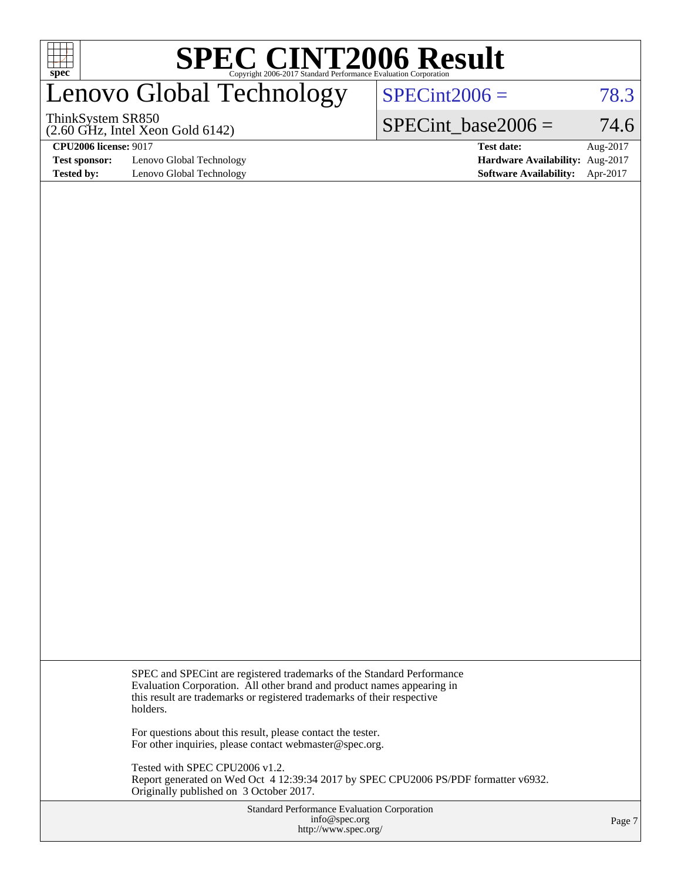SPEC and SPECint are registered trademarks of the Standard Performance Evaluation Corporation. All other brand and product names appearing in this result are trademarks or registered trademarks of their respective holders.

For questions about this result, please contact the tester.
For other inquiries, please contact webmaster@spec.org.

Tested with SPEC CPU2006 v1.2.
Report generated on Wed Oct 4 12:39:34 2017 by SPEC CPU2006 PS/PDF formatter v6932.
Originally published on 3 October 2017.